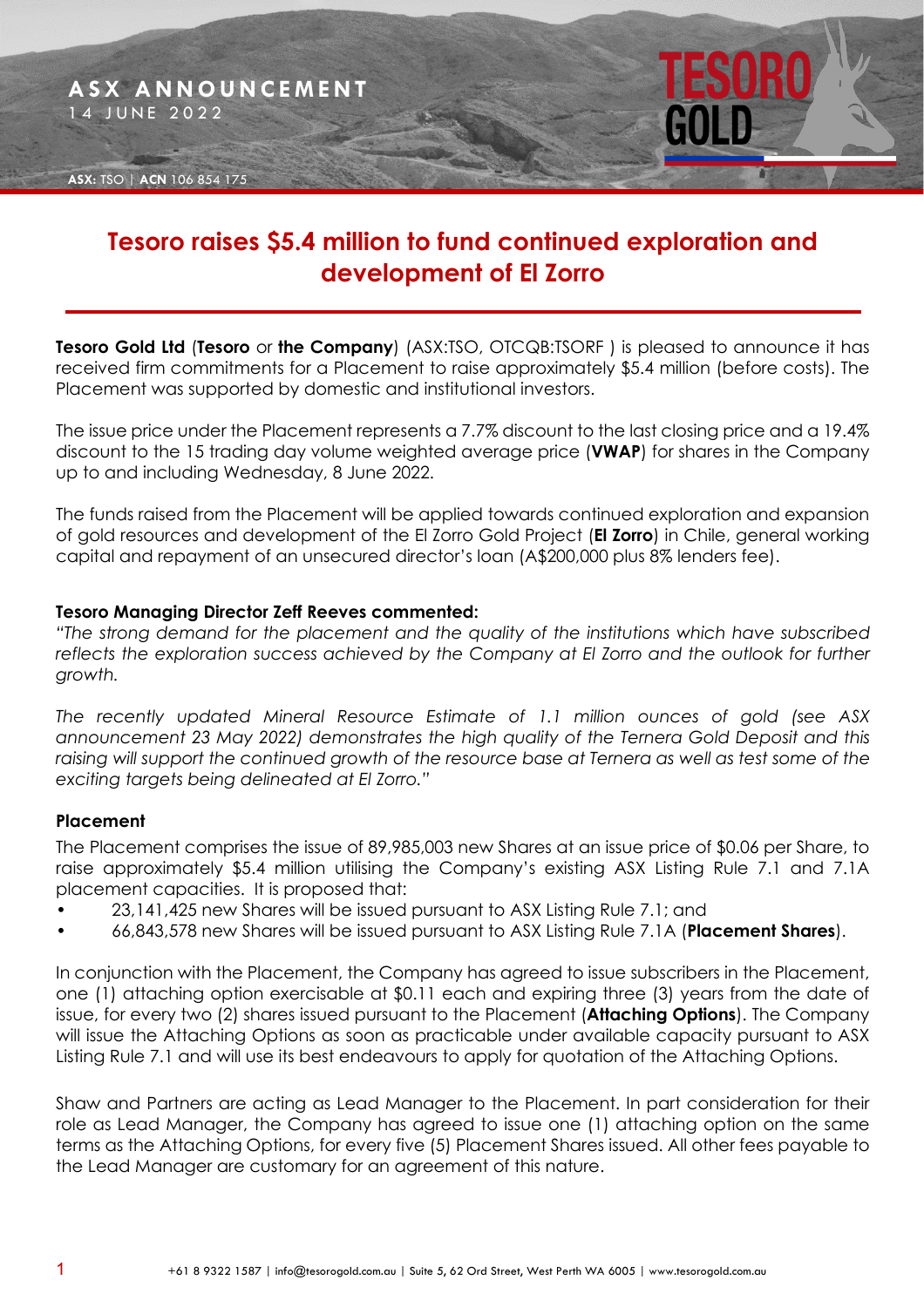ASX ANNOUNCEMENT
14 JUNE 2022

ASX: TSO | ACN 106 854 175

# Tesoro raises $5.4 million to fund continued exploration and development of El Zorro

**Tesoro Gold Ltd** (**Tesoro** or **the Company**) (ASX:TSO, OTCQB:TSORF ) is pleased to announce it has received firm commitments for a Placement to raise approximately $5.4 million (before costs). The Placement was supported by domestic and institutional investors.

The issue price under the Placement represents a 7.7% discount to the last closing price and a 19.4% discount to the 15 trading day volume weighted average price (**VWAP**) for shares in the Company up to and including Wednesday, 8 June 2022.

The funds raised from the Placement will be applied towards continued exploration and expansion of gold resources and development of the El Zorro Gold Project (**El Zorro**) in Chile, general working capital and repayment of an unsecured director's loan (A$200,000 plus 8% lenders fee).

**Tesoro Managing Director Zeff Reeves commented:**

*"The strong demand for the placement and the quality of the institutions which have subscribed reflects the exploration success achieved by the Company at El Zorro and the outlook for further growth.*

*The recently updated Mineral Resource Estimate of 1.1 million ounces of gold (see ASX announcement 23 May 2022) demonstrates the high quality of the Ternera Gold Deposit and this raising will support the continued growth of the resource base at Ternera as well as test some of the exciting targets being delineated at El Zorro."*

**Placement**

The Placement comprises the issue of 89,985,003 new Shares at an issue price of $0.06 per Share, to raise approximately $5.4 million utilising the Company's existing ASX Listing Rule 7.1 and 7.1A placement capacities. It is proposed that:

- 23,141,425 new Shares will be issued pursuant to ASX Listing Rule 7.1; and
- 66,843,578 new Shares will be issued pursuant to ASX Listing Rule 7.1A (**Placement Shares**).

In conjunction with the Placement, the Company has agreed to issue subscribers in the Placement, one (1) attaching option exercisable at $0.11 each and expiring three (3) years from the date of issue, for every two (2) shares issued pursuant to the Placement (**Attaching Options**). The Company will issue the Attaching Options as soon as practicable under available capacity pursuant to ASX Listing Rule 7.1 and will use its best endeavours to apply for quotation of the Attaching Options.

Shaw and Partners are acting as Lead Manager to the Placement. In part consideration for their role as Lead Manager, the Company has agreed to issue one (1) attaching option on the same terms as the Attaching Options, for every five (5) Placement Shares issued. All other fees payable to the Lead Manager are customary for an agreement of this nature.

+61 8 9322 1587 | info@tesorogold.com.au | Suite 5, 62 Ord Street, West Perth WA 6005 | www.tesorogold.com.au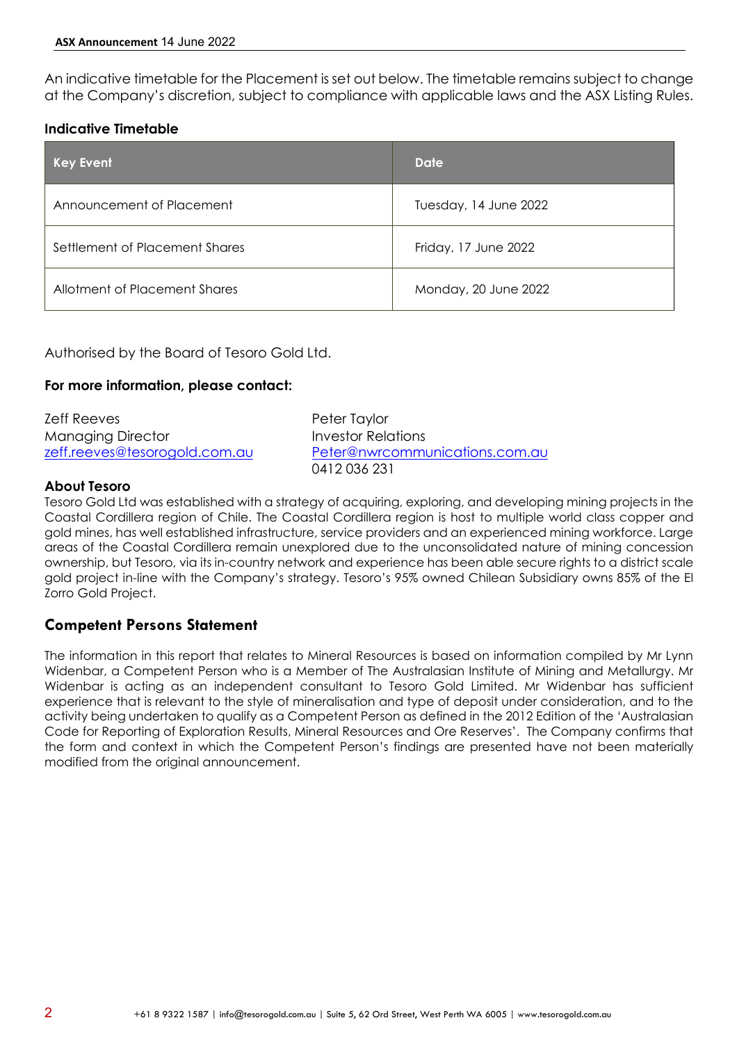An indicative timetable for the Placement is set out below. The timetable remains subject to change at the Company's discretion, subject to compliance with applicable laws and the ASX Listing Rules.

**Indicative Timetable**

| Key Event | Date |
|---|---|
| Announcement of Placement | Tuesday, 14 June 2022 |
| Settlement of Placement Shares | Friday, 17 June 2022 |
| Allotment of Placement Shares | Monday, 20 June 2022 |

Authorised by the Board of Tesoro Gold Ltd.

**For more information, please contact:**

Zeff Reeves
Managing Director
zeff.reeves@tesorogold.com.au

Peter Taylor
Investor Relations
Peter@nwrcommunications.com.au
0412 036 231

**About Tesoro**

Tesoro Gold Ltd was established with a strategy of acquiring, exploring, and developing mining projects in the Coastal Cordillera region of Chile. The Coastal Cordillera region is host to multiple world class copper and gold mines, has well established infrastructure, service providers and an experienced mining workforce. Large areas of the Coastal Cordillera remain unexplored due to the unconsolidated nature of mining concession ownership, but Tesoro, via its in-country network and experience has been able secure rights to a district scale gold project in-line with the Company's strategy. Tesoro's 95% owned Chilean Subsidiary owns 85% of the El Zorro Gold Project.

## Competent Persons Statement

The information in this report that relates to Mineral Resources is based on information compiled by Mr Lynn Widenbar, a Competent Person who is a Member of The Australasian Institute of Mining and Metallurgy. Mr Widenbar is acting as an independent consultant to Tesoro Gold Limited. Mr Widenbar has sufficient experience that is relevant to the style of mineralisation and type of deposit under consideration, and to the activity being undertaken to qualify as a Competent Person as defined in the 2012 Edition of the 'Australasian Code for Reporting of Exploration Results, Mineral Resources and Ore Reserves'. The Company confirms that the form and context in which the Competent Person's findings are presented have not been materially modified from the original announcement.